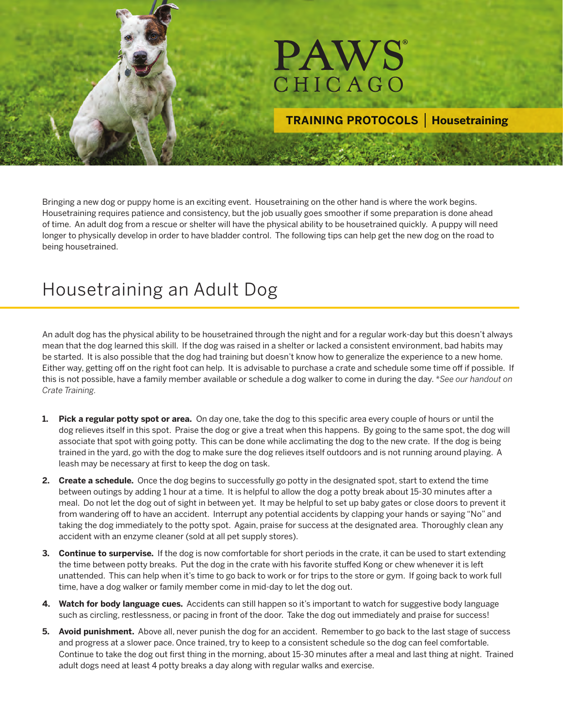# PAWS CHICAGO

**TRAINING PROTOCOLS | Housetraining**

Bringing a new dog or puppy home is an exciting event. Housetraining on the other hand is where the work begins. Housetraining requires patience and consistency, but the job usually goes smoother if some preparation is done ahead of time. An adult dog from a rescue or shelter will have the physical ability to be housetrained quickly. A puppy will need longer to physically develop in order to have bladder control. The following tips can help get the new dog on the road to being housetrained.

## Housetraining an Adult Dog

An adult dog has the physical ability to be housetrained through the night and for a regular work-day but this doesn't always mean that the dog learned this skill. If the dog was raised in a shelter or lacked a consistent environment, bad habits may be started. It is also possible that the dog had training but doesn't know how to generalize the experience to a new home. Either way, getting off on the right foot can help. It is advisable to purchase a crate and schedule some time off if possible. If this is not possible, have a family member available or schedule a dog walker to come in during the day. **See our handout on Crate Training.*

1. **Pick a regular potty spot or area.** On day one, take the dog to this specific area every couple of hours or until the dog relieves itself in this spot. Praise the dog or give a treat when this happens. By going to the same spot, the dog will associate that spot with going potty. This can be done while acclimating the dog to the new crate. If the dog is being trained in the yard, go with the dog to make sure the dog relieves itself outdoors and is not running around playing. A leash may be necessary at first to keep the dog on task.

2. **Create a schedule.** Once the dog begins to successfully go potty in the designated spot, start to extend the time between outings by adding 1 hour at a time. It is helpful to allow the dog a potty break about 15-30 minutes after a meal. Do not let the dog out of sight in between yet. It may be helpful to set up baby gates or close doors to prevent it from wandering off to have an accident. Interrupt any potential accidents by clapping your hands or saying "No" and taking the dog immediately to the potty spot. Again, praise for success at the designated area. Thoroughly clean any accident with an enzyme cleaner (sold at all pet supply stores).

3. **Continue to surpervise.** If the dog is now comfortable for short periods in the crate, it can be used to start extending the time between potty breaks. Put the dog in the crate with his favorite stuffed Kong or chew whenever it is left unattended. This can help when it's time to go back to work or for trips to the store or gym. If going back to work full time, have a dog walker or family member come in mid-day to let the dog out.

4. **Watch for body language cues.** Accidents can still happen so it's important to watch for suggestive body language such as circling, restlessness, or pacing in front of the door. Take the dog out immediately and praise for success!

5. **Avoid punishment.** Above all, never punish the dog for an accident. Remember to go back to the last stage of success and progress at a slower pace. Once trained, try to keep to a consistent schedule so the dog can feel comfortable. Continue to take the dog out first thing in the morning, about 15-30 minutes after a meal and last thing at night. Trained adult dogs need at least 4 potty breaks a day along with regular walks and exercise.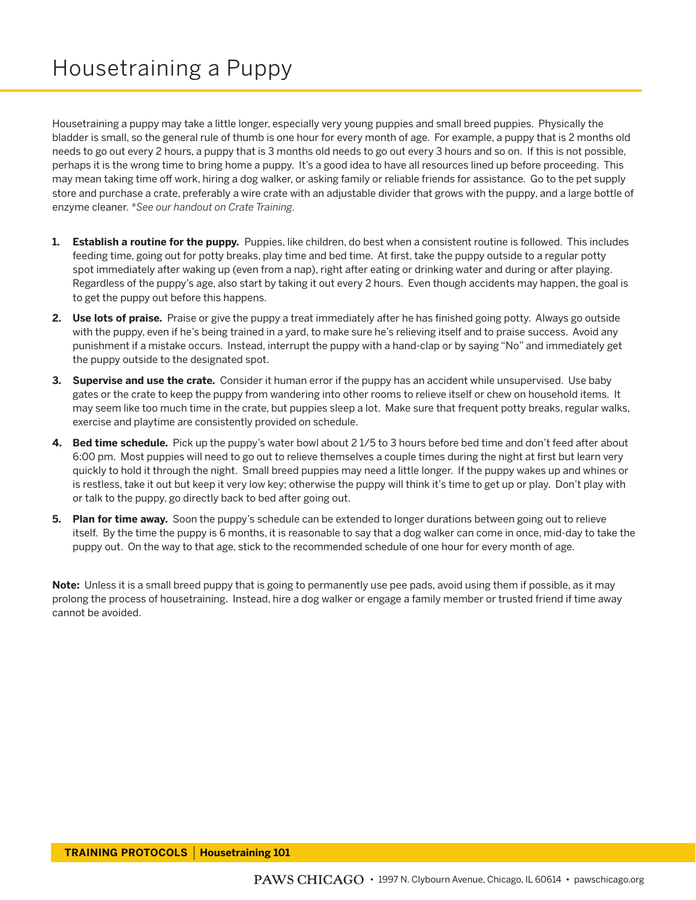# Housetraining a Puppy

Housetraining a puppy may take a little longer, especially very young puppies and small breed puppies. Physically the bladder is small, so the general rule of thumb is one hour for every month of age. For example, a puppy that is 2 months old needs to go out every 2 hours, a puppy that is 3 months old needs to go out every 3 hours and so on. If this is not possible, perhaps it is the wrong time to bring home a puppy. It's a good idea to have all resources lined up before proceeding. This may mean taking time off work, hiring a dog walker, or asking family or reliable friends for assistance. Go to the pet supply store and purchase a crate, preferably a wire crate with an adjustable divider that grows with the puppy, and a large bottle of enzyme cleaner. *\*See our handout on Crate Training.*

1. **Establish a routine for the puppy.** Puppies, like children, do best when a consistent routine is followed. This includes feeding time, going out for potty breaks, play time and bed time. At first, take the puppy outside to a regular potty spot immediately after waking up (even from a nap), right after eating or drinking water and during or after playing. Regardless of the puppy's age, also start by taking it out every 2 hours. Even though accidents may happen, the goal is to get the puppy out before this happens.
2. **Use lots of praise.** Praise or give the puppy a treat immediately after he has finished going potty. Always go outside with the puppy, even if he's being trained in a yard, to make sure he's relieving itself and to praise success. Avoid any punishment if a mistake occurs. Instead, interrupt the puppy with a hand-clap or by saying "No" and immediately get the puppy outside to the designated spot.
3. **Supervise and use the crate.** Consider it human error if the puppy has an accident while unsupervised. Use baby gates or the crate to keep the puppy from wandering into other rooms to relieve itself or chew on household items. It may seem like too much time in the crate, but puppies sleep a lot. Make sure that frequent potty breaks, regular walks, exercise and playtime are consistently provided on schedule.
4. **Bed time schedule.** Pick up the puppy's water bowl about 2 1/5 to 3 hours before bed time and don't feed after about 6:00 pm. Most puppies will need to go out to relieve themselves a couple times during the night at first but learn very quickly to hold it through the night. Small breed puppies may need a little longer. If the puppy wakes up and whines or is restless, take it out but keep it very low key; otherwise the puppy will think it's time to get up or play. Don't play with or talk to the puppy, go directly back to bed after going out.
5. **Plan for time away.** Soon the puppy's schedule can be extended to longer durations between going out to relieve itself. By the time the puppy is 6 months, it is reasonable to say that a dog walker can come in once, mid-day to take the puppy out. On the way to that age, stick to the recommended schedule of one hour for every month of age.

**Note:** Unless it is a small breed puppy that is going to permanently use pee pads, avoid using them if possible, as it may prolong the process of housetraining. Instead, hire a dog walker or engage a family member or trusted friend if time away cannot be avoided.